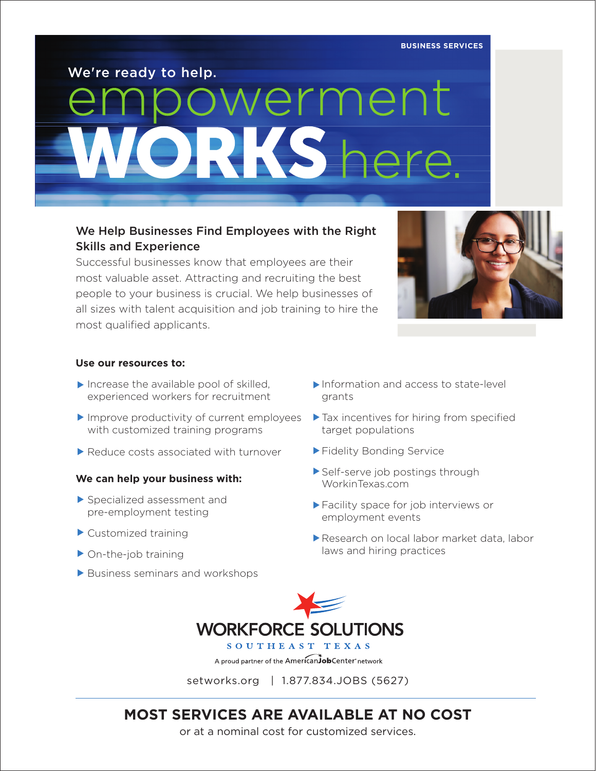BUSINESS SERVICES

We're ready to help.

# empowerment WORKS here.

## We Help Businesses Find Employees with the Right Skills and Experience

Successful businesses know that employees are their most valuable asset. Attracting and recruiting the best people to your business is crucial. We help businesses of all sizes with talent acquisition and job training to hire the most qualified applicants.

**Use our resources to:**

- Increase the available pool of skilled, experienced workers for recruitment
- Improve productivity of current employees with customized training programs
- Reduce costs associated with turnover

**We can help your business with:**

- Specialized assessment and pre-employment testing
- Customized training
- On-the-job training
- Business seminars and workshops
- Information and access to state-level grants
- Tax incentives for hiring from specified target populations
- Fidelity Bonding Service
- Self-serve job postings through WorkinTexas.com
- Facility space for job interviews or employment events
- Research on local labor market data, labor laws and hiring practices

WORKFORCE SOLUTIONS
SOUTHEAST TEXAS
A proud partner of the AmericanJobCenter network

setworks.org | 1.877.834.JOBS (5627)

**MOST SERVICES ARE AVAILABLE AT NO COST**
or at a nominal cost for customized services.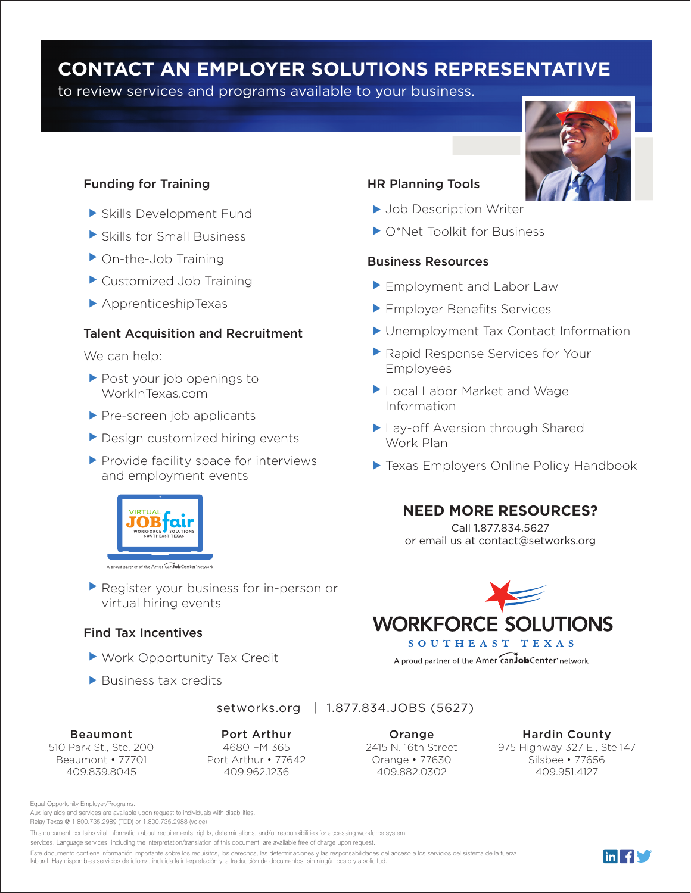# CONTACT AN EMPLOYER SOLUTIONS REPRESENTATIVE

to review services and programs available to your business.

### Funding for Training

- Skills Development Fund
- Skills for Small Business
- On-the-Job Training
- Customized Job Training
- ApprenticeshipTexas

### Talent Acquisition and Recruitment

We can help:

- Post your job openings to WorkInTexas.com
- Pre-screen job applicants
- Design customized hiring events
- Provide facility space for interviews and employment events

VIRTUAL JOBfair WORKFORCE SOLUTIONS SOUTHEAST TEXAS

A proud partner of the AmericanJobCenter network

- Register your business for in-person or virtual hiring events

### Find Tax Incentives

- Work Opportunity Tax Credit
- Business tax credits

### HR Planning Tools

- Job Description Writer
- O*Net Toolkit for Business

### Business Resources

- Employment and Labor Law
- Employer Benefits Services
- Unemployment Tax Contact Information
- Rapid Response Services for Your Employees
- Local Labor Market and Wage Information
- Lay-off Aversion through Shared Work Plan
- Texas Employers Online Policy Handbook

## NEED MORE RESOURCES?

Call 1.877.834.5627
or email us at contact@setworks.org

WORKFORCE SOLUTIONS
SOUTHEAST TEXAS

A proud partner of the AmericanJobCenter network

setworks.org | 1.877.834.JOBS (5627)

**Beaumont**
510 Park St., Ste. 200
Beaumont • 77701
409.839.8045

**Port Arthur**
4680 FM 365
Port Arthur • 77642
409.962.1236

**Orange**
2415 N. 16th Street
Orange • 77630
409.882.0302

**Hardin County**
975 Highway 327 E., Ste 147
Silsbee • 77656
409.951.4127

Equal Opportunity Employer/Programs.
Auxiliary aids and services are available upon request to individuals with disabilities.
Relay Texas @ 1.800.735.2989 (TDD) or 1.800.735.2988 (voice)

This document contains vital information about requirements, rights, determinations, and/or responsibilities for accessing workforce system services. Language services, including the interpretation/translation of this document, are available free of charge upon request.

Este documento contiene información importante sobre los requisitos, los derechos, las determinaciones y las responsabilidades del acceso a los servicios del sistema de la fuerza laboral. Hay disponibles servicios de idioma, incluida la interpretación y la traducción de documentos, sin ningún costo y a solicitud.